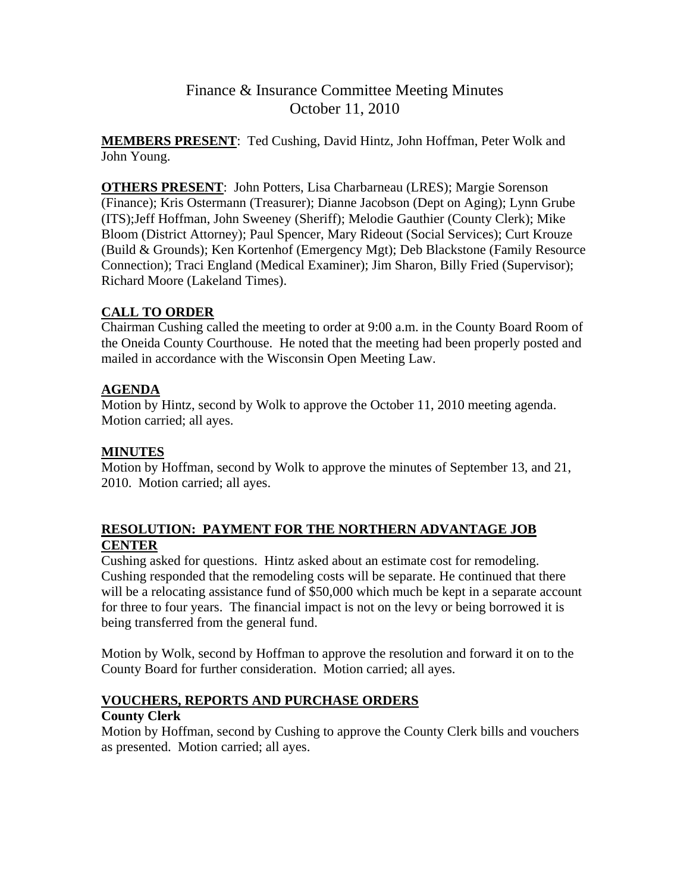# Finance & Insurance Committee Meeting Minutes
October 11, 2010

**MEMBERS PRESENT**: Ted Cushing, David Hintz, John Hoffman, Peter Wolk and John Young.

**OTHERS PRESENT**: John Potters, Lisa Charbarneau (LRES); Margie Sorenson (Finance); Kris Ostermann (Treasurer); Dianne Jacobson (Dept on Aging); Lynn Grube (ITS);Jeff Hoffman, John Sweeney (Sheriff); Melodie Gauthier (County Clerk); Mike Bloom (District Attorney); Paul Spencer, Mary Rideout (Social Services); Curt Krouze (Build & Grounds); Ken Kortenhof (Emergency Mgt); Deb Blackstone (Family Resource Connection); Traci England (Medical Examiner); Jim Sharon, Billy Fried (Supervisor); Richard Moore (Lakeland Times).

## CALL TO ORDER

Chairman Cushing called the meeting to order at 9:00 a.m. in the County Board Room of the Oneida County Courthouse. He noted that the meeting had been properly posted and mailed in accordance with the Wisconsin Open Meeting Law.

## AGENDA

Motion by Hintz, second by Wolk to approve the October 11, 2010 meeting agenda. Motion carried; all ayes.

## MINUTES

Motion by Hoffman, second by Wolk to approve the minutes of September 13, and 21, 2010. Motion carried; all ayes.

## RESOLUTION: PAYMENT FOR THE NORTHERN ADVANTAGE JOB CENTER

Cushing asked for questions. Hintz asked about an estimate cost for remodeling. Cushing responded that the remodeling costs will be separate. He continued that there will be a relocating assistance fund of $50,000 which much be kept in a separate account for three to four years. The financial impact is not on the levy or being borrowed it is being transferred from the general fund.

Motion by Wolk, second by Hoffman to approve the resolution and forward it on to the County Board for further consideration. Motion carried; all ayes.

## VOUCHERS, REPORTS AND PURCHASE ORDERS

### County Clerk

Motion by Hoffman, second by Cushing to approve the County Clerk bills and vouchers as presented. Motion carried; all ayes.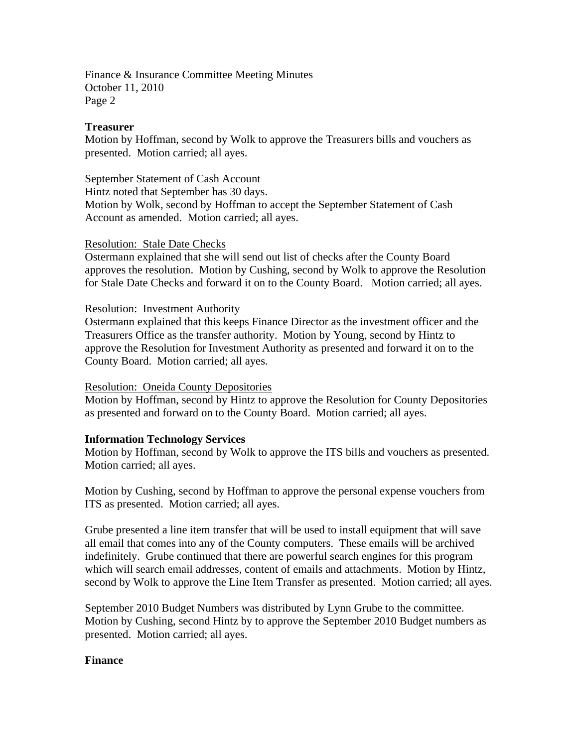**Treasurer**

Motion by Hoffman, second by Wolk to approve the Treasurers bills and vouchers as presented. Motion carried; all ayes.

September Statement of Cash Account

Hintz noted that September has 30 days.
Motion by Wolk, second by Hoffman to accept the September Statement of Cash Account as amended. Motion carried; all ayes.

Resolution: Stale Date Checks

Ostermann explained that she will send out list of checks after the County Board approves the resolution. Motion by Cushing, second by Wolk to approve the Resolution for Stale Date Checks and forward it on to the County Board. Motion carried; all ayes.

Resolution: Investment Authority

Ostermann explained that this keeps Finance Director as the investment officer and the Treasurers Office as the transfer authority. Motion by Young, second by Hintz to approve the Resolution for Investment Authority as presented and forward it on to the County Board. Motion carried; all ayes.

Resolution: Oneida County Depositories

Motion by Hoffman, second by Hintz to approve the Resolution for County Depositories as presented and forward on to the County Board. Motion carried; all ayes.

**Information Technology Services**

Motion by Hoffman, second by Wolk to approve the ITS bills and vouchers as presented. Motion carried; all ayes.

Motion by Cushing, second by Hoffman to approve the personal expense vouchers from ITS as presented. Motion carried; all ayes.

Grube presented a line item transfer that will be used to install equipment that will save all email that comes into any of the County computers. These emails will be archived indefinitely. Grube continued that there are powerful search engines for this program which will search email addresses, content of emails and attachments. Motion by Hintz, second by Wolk to approve the Line Item Transfer as presented. Motion carried; all ayes.

September 2010 Budget Numbers was distributed by Lynn Grube to the committee. Motion by Cushing, second Hintz by to approve the September 2010 Budget numbers as presented. Motion carried; all ayes.

**Finance**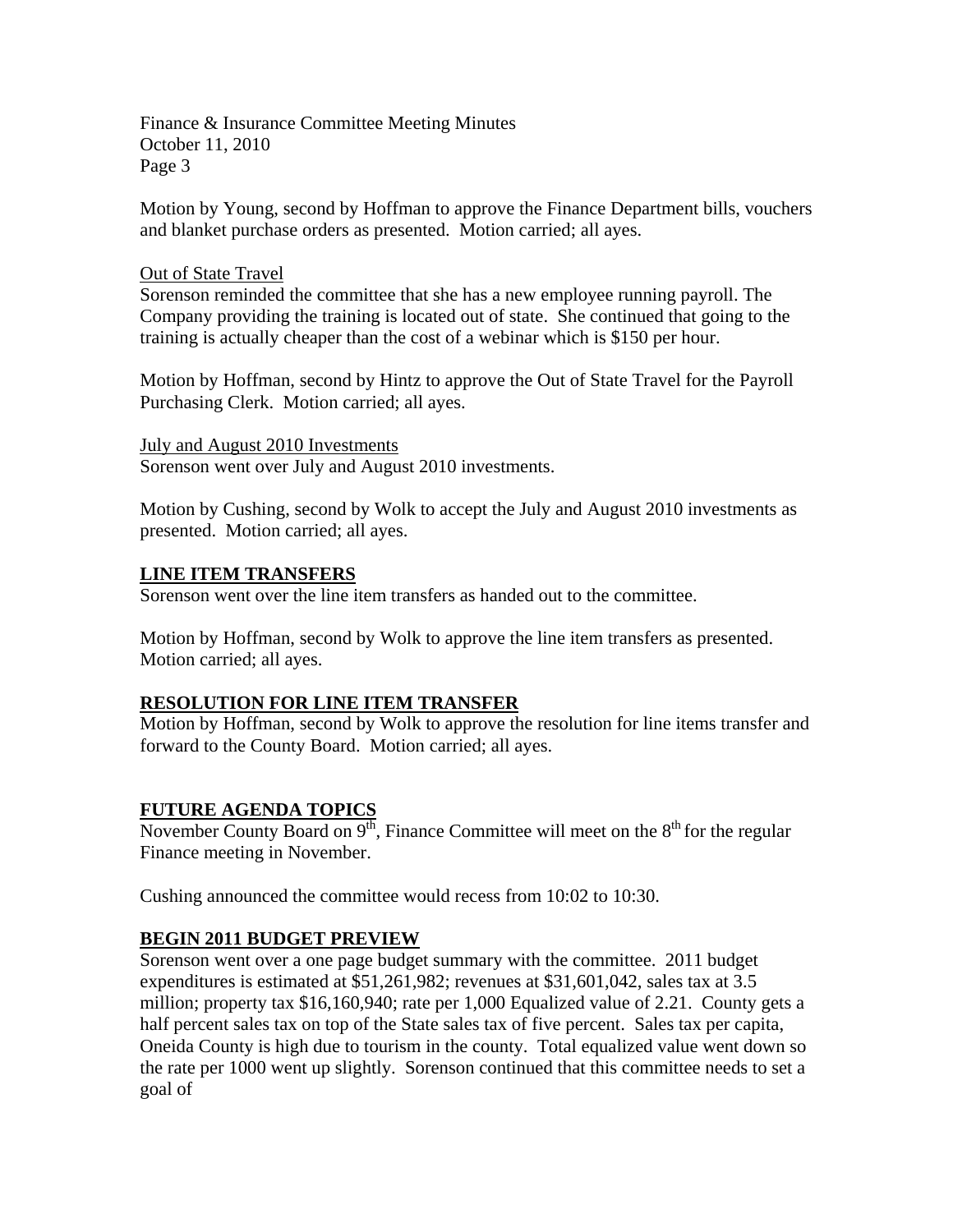Motion by Young, second by Hoffman to approve the Finance Department bills, vouchers and blanket purchase orders as presented. Motion carried; all ayes.

Out of State Travel

Sorenson reminded the committee that she has a new employee running payroll. The Company providing the training is located out of state. She continued that going to the training is actually cheaper than the cost of a webinar which is $150 per hour.

Motion by Hoffman, second by Hintz to approve the Out of State Travel for the Payroll Purchasing Clerk. Motion carried; all ayes.

July and August 2010 Investments

Sorenson went over July and August 2010 investments.

Motion by Cushing, second by Wolk to accept the July and August 2010 investments as presented. Motion carried; all ayes.

## LINE ITEM TRANSFERS

Sorenson went over the line item transfers as handed out to the committee.

Motion by Hoffman, second by Wolk to approve the line item transfers as presented. Motion carried; all ayes.

## RESOLUTION FOR LINE ITEM TRANSFER

Motion by Hoffman, second by Wolk to approve the resolution for line items transfer and forward to the County Board. Motion carried; all ayes.

## FUTURE AGENDA TOPICS

November County Board on 9th, Finance Committee will meet on the 8th for the regular Finance meeting in November.

Cushing announced the committee would recess from 10:02 to 10:30.

## BEGIN 2011 BUDGET PREVIEW

Sorenson went over a one page budget summary with the committee. 2011 budget expenditures is estimated at $51,261,982; revenues at $31,601,042, sales tax at 3.5 million; property tax $16,160,940; rate per 1,000 Equalized value of 2.21. County gets a half percent sales tax on top of the State sales tax of five percent. Sales tax per capita, Oneida County is high due to tourism in the county. Total equalized value went down so the rate per 1000 went up slightly. Sorenson continued that this committee needs to set a goal of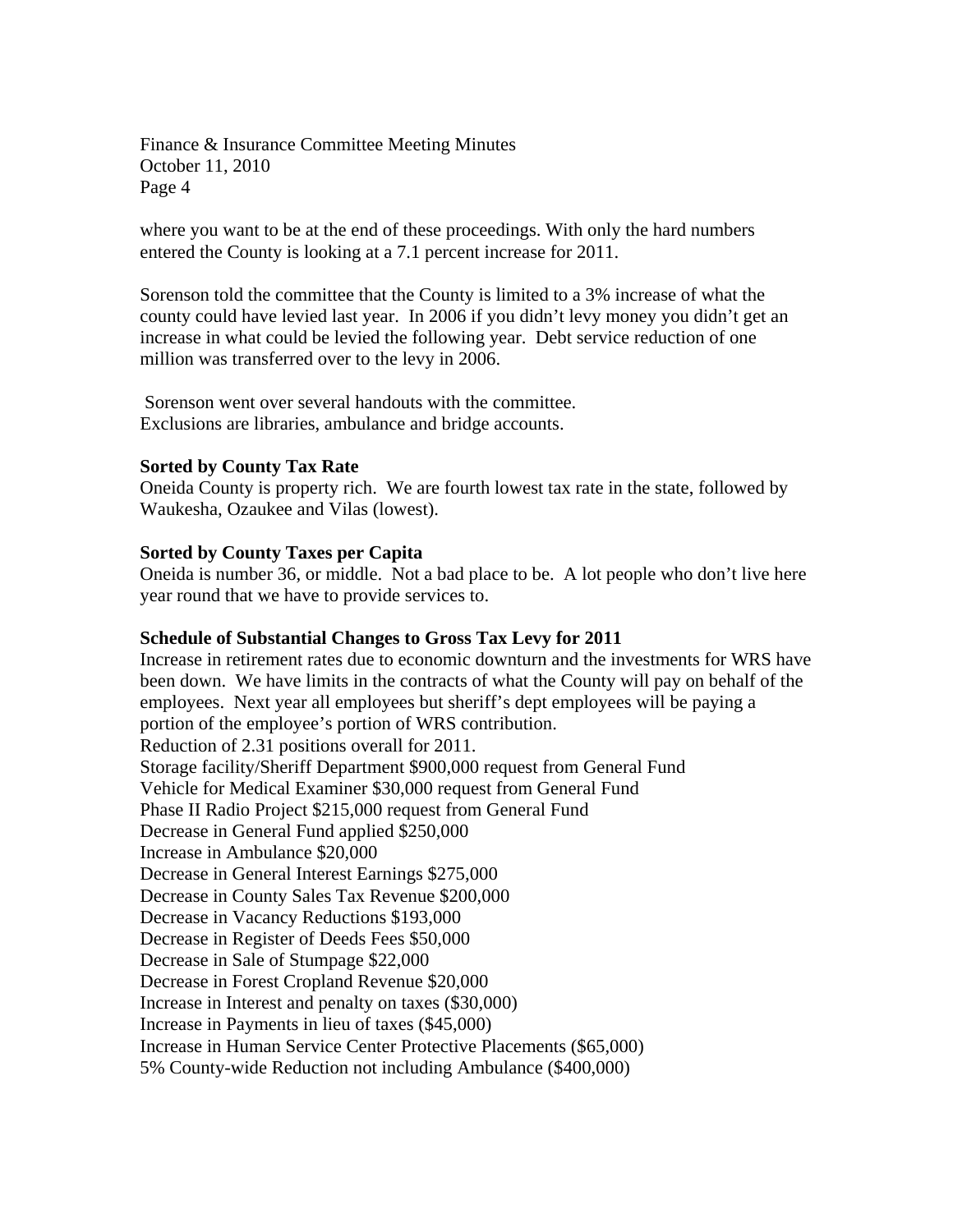where you want to be at the end of these proceedings. With only the hard numbers entered the County is looking at a 7.1 percent increase for 2011.

Sorenson told the committee that the County is limited to a 3% increase of what the county could have levied last year. In 2006 if you didn't levy money you didn't get an increase in what could be levied the following year. Debt service reduction of one million was transferred over to the levy in 2006.

Sorenson went over several handouts with the committee.
Exclusions are libraries, ambulance and bridge accounts.

**Sorted by County Tax Rate**
Oneida County is property rich. We are fourth lowest tax rate in the state, followed by Waukesha, Ozaukee and Vilas (lowest).

**Sorted by County Taxes per Capita**
Oneida is number 36, or middle. Not a bad place to be. A lot people who don't live here year round that we have to provide services to.

**Schedule of Substantial Changes to Gross Tax Levy for 2011**
Increase in retirement rates due to economic downturn and the investments for WRS have been down. We have limits in the contracts of what the County will pay on behalf of the employees. Next year all employees but sheriff's dept employees will be paying a portion of the employee's portion of WRS contribution.
Reduction of 2.31 positions overall for 2011.
Storage facility/Sheriff Department $900,000 request from General Fund
Vehicle for Medical Examiner $30,000 request from General Fund
Phase II Radio Project $215,000 request from General Fund
Decrease in General Fund applied $250,000
Increase in Ambulance $20,000
Decrease in General Interest Earnings $275,000
Decrease in County Sales Tax Revenue $200,000
Decrease in Vacancy Reductions $193,000
Decrease in Register of Deeds Fees $50,000
Decrease in Sale of Stumpage $22,000
Decrease in Forest Cropland Revenue $20,000
Increase in Interest and penalty on taxes ($30,000)
Increase in Payments in lieu of taxes ($45,000)
Increase in Human Service Center Protective Placements ($65,000)
5% County-wide Reduction not including Ambulance ($400,000)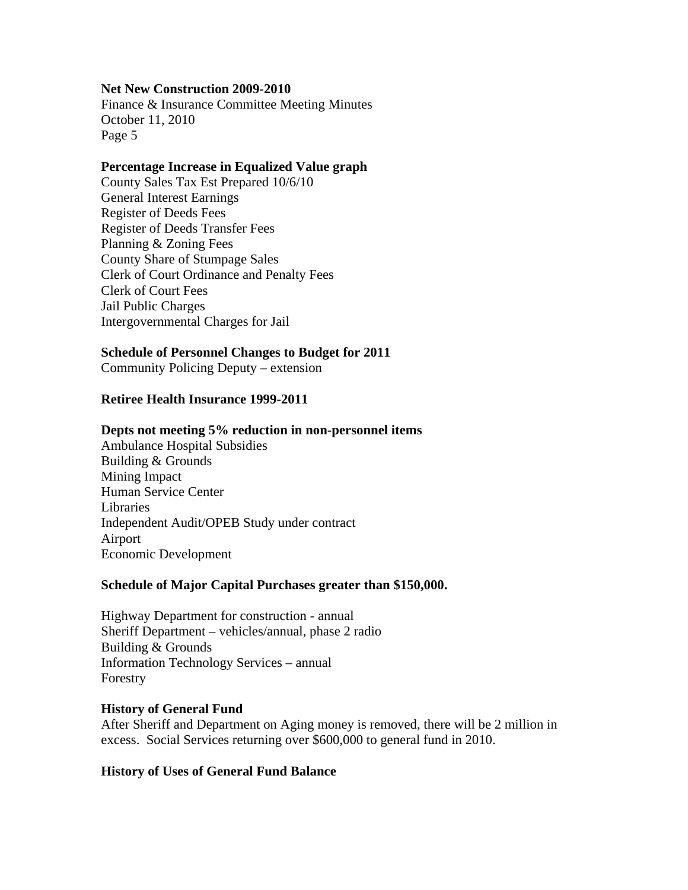**Net New Construction 2009-2010**

**Percentage Increase in Equalized Value graph**

County Sales Tax Est Prepared 10/6/10
General Interest Earnings
Register of Deeds Fees
Register of Deeds Transfer Fees
Planning & Zoning Fees
County Share of Stumpage Sales
Clerk of Court Ordinance and Penalty Fees
Clerk of Court Fees
Jail Public Charges
Intergovernmental Charges for Jail

**Schedule of Personnel Changes to Budget for 2011**

Community Policing Deputy – extension

**Retiree Health Insurance 1999-2011**

**Depts not meeting 5% reduction in non-personnel items**

Ambulance Hospital Subsidies
Building & Grounds
Mining Impact
Human Service Center
Libraries
Independent Audit/OPEB Study under contract
Airport
Economic Development

**Schedule of Major Capital Purchases greater than $150,000.**

Highway Department for construction - annual
Sheriff Department – vehicles/annual, phase 2 radio
Building & Grounds
Information Technology Services – annual
Forestry

**History of General Fund**

After Sheriff and Department on Aging money is removed, there will be 2 million in excess. Social Services returning over $600,000 to general fund in 2010.

**History of Uses of General Fund Balance**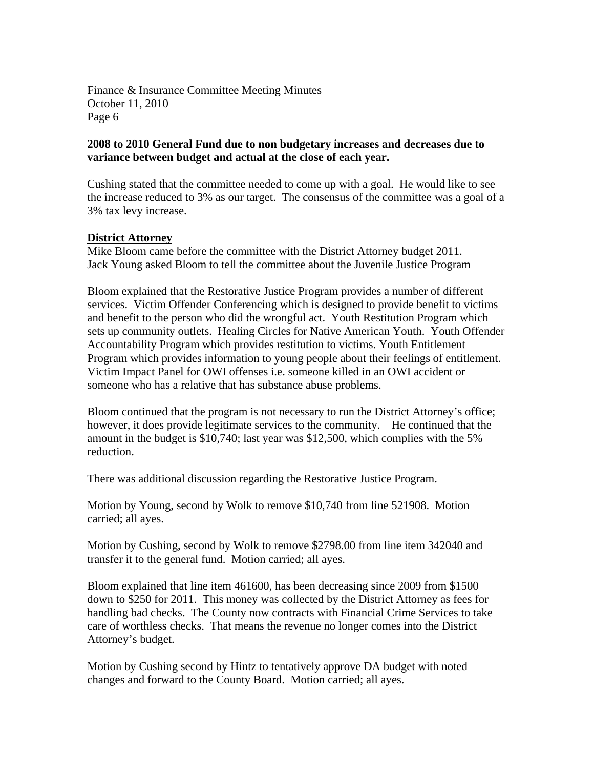**2008 to 2010 General Fund due to non budgetary increases and decreases due to variance between budget and actual at the close of each year.**

Cushing stated that the committee needed to come up with a goal. He would like to see the increase reduced to 3% as our target. The consensus of the committee was a goal of a 3% tax levy increase.

**District Attorney**

Mike Bloom came before the committee with the District Attorney budget 2011.
Jack Young asked Bloom to tell the committee about the Juvenile Justice Program

Bloom explained that the Restorative Justice Program provides a number of different services. Victim Offender Conferencing which is designed to provide benefit to victims and benefit to the person who did the wrongful act. Youth Restitution Program which sets up community outlets. Healing Circles for Native American Youth. Youth Offender Accountability Program which provides restitution to victims. Youth Entitlement Program which provides information to young people about their feelings of entitlement. Victim Impact Panel for OWI offenses i.e. someone killed in an OWI accident or someone who has a relative that has substance abuse problems.

Bloom continued that the program is not necessary to run the District Attorney's office; however, it does provide legitimate services to the community. He continued that the amount in the budget is $10,740; last year was $12,500, which complies with the 5% reduction.

There was additional discussion regarding the Restorative Justice Program.

Motion by Young, second by Wolk to remove $10,740 from line 521908. Motion carried; all ayes.

Motion by Cushing, second by Wolk to remove $2798.00 from line item 342040 and transfer it to the general fund. Motion carried; all ayes.

Bloom explained that line item 461600, has been decreasing since 2009 from $1500 down to $250 for 2011. This money was collected by the District Attorney as fees for handling bad checks. The County now contracts with Financial Crime Services to take care of worthless checks. That means the revenue no longer comes into the District Attorney's budget.

Motion by Cushing second by Hintz to tentatively approve DA budget with noted changes and forward to the County Board. Motion carried; all ayes.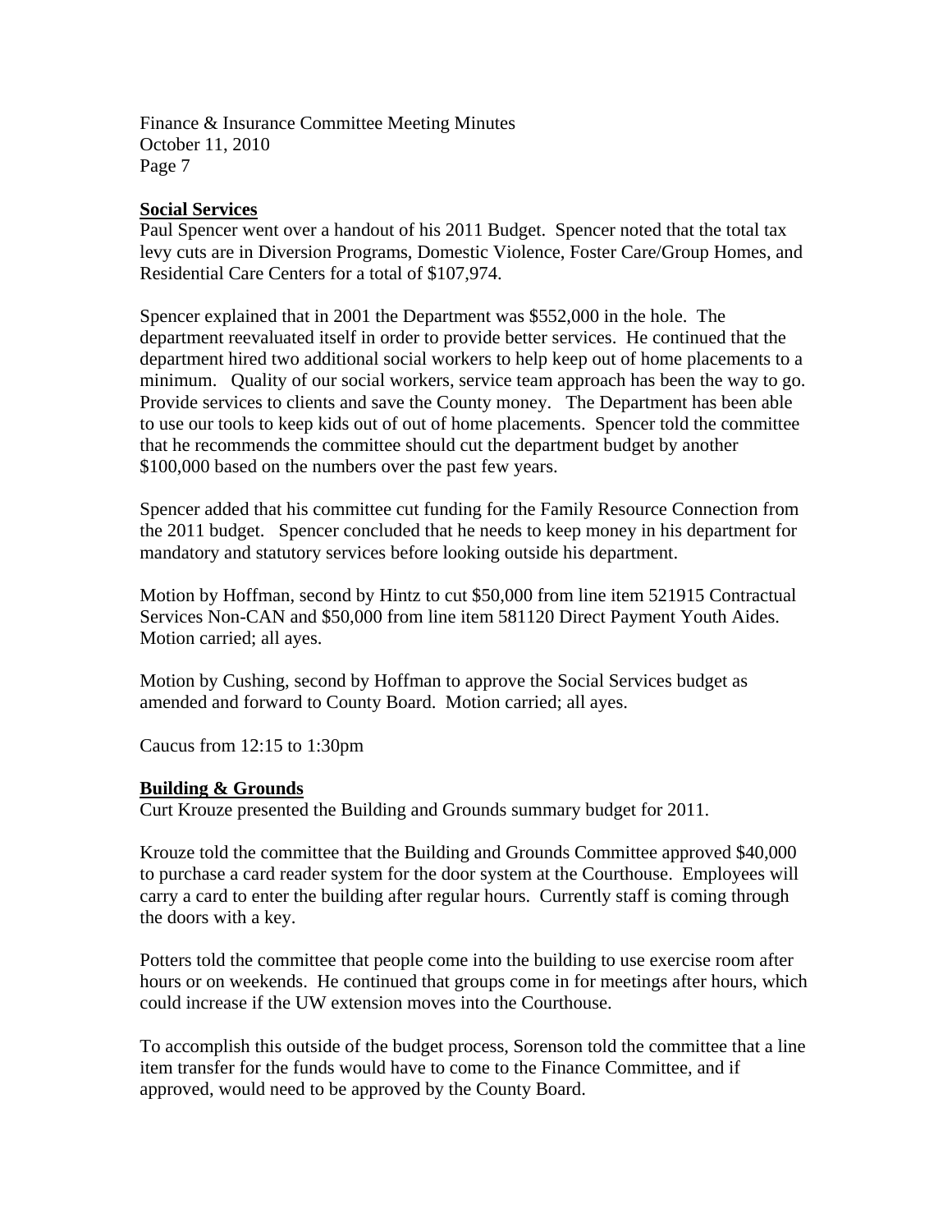**Social Services**

Paul Spencer went over a handout of his 2011 Budget. Spencer noted that the total tax levy cuts are in Diversion Programs, Domestic Violence, Foster Care/Group Homes, and Residential Care Centers for a total of $107,974.

Spencer explained that in 2001 the Department was $552,000 in the hole. The department reevaluated itself in order to provide better services. He continued that the department hired two additional social workers to help keep out of home placements to a minimum. Quality of our social workers, service team approach has been the way to go. Provide services to clients and save the County money. The Department has been able to use our tools to keep kids out of out of home placements. Spencer told the committee that he recommends the committee should cut the department budget by another $100,000 based on the numbers over the past few years.

Spencer added that his committee cut funding for the Family Resource Connection from the 2011 budget. Spencer concluded that he needs to keep money in his department for mandatory and statutory services before looking outside his department.

Motion by Hoffman, second by Hintz to cut $50,000 from line item 521915 Contractual Services Non-CAN and $50,000 from line item 581120 Direct Payment Youth Aides. Motion carried; all ayes.

Motion by Cushing, second by Hoffman to approve the Social Services budget as amended and forward to County Board. Motion carried; all ayes.

Caucus from 12:15 to 1:30pm

**Building & Grounds**

Curt Krouze presented the Building and Grounds summary budget for 2011.

Krouze told the committee that the Building and Grounds Committee approved $40,000 to purchase a card reader system for the door system at the Courthouse. Employees will carry a card to enter the building after regular hours. Currently staff is coming through the doors with a key.

Potters told the committee that people come into the building to use exercise room after hours or on weekends. He continued that groups come in for meetings after hours, which could increase if the UW extension moves into the Courthouse.

To accomplish this outside of the budget process, Sorenson told the committee that a line item transfer for the funds would have to come to the Finance Committee, and if approved, would need to be approved by the County Board.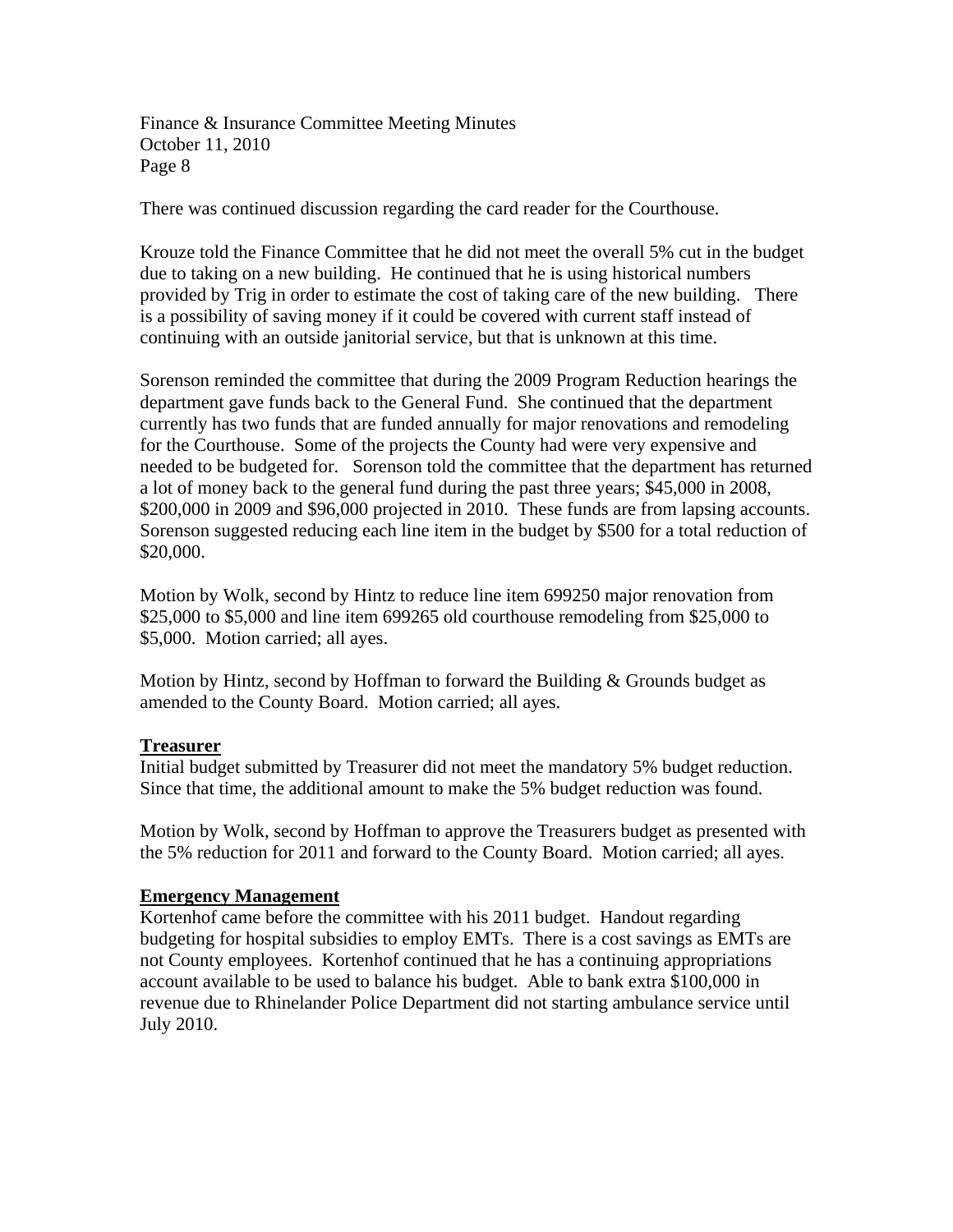There was continued discussion regarding the card reader for the Courthouse.

Krouze told the Finance Committee that he did not meet the overall 5% cut in the budget due to taking on a new building. He continued that he is using historical numbers provided by Trig in order to estimate the cost of taking care of the new building. There is a possibility of saving money if it could be covered with current staff instead of continuing with an outside janitorial service, but that is unknown at this time.

Sorenson reminded the committee that during the 2009 Program Reduction hearings the department gave funds back to the General Fund. She continued that the department currently has two funds that are funded annually for major renovations and remodeling for the Courthouse. Some of the projects the County had were very expensive and needed to be budgeted for. Sorenson told the committee that the department has returned a lot of money back to the general fund during the past three years; $45,000 in 2008, $200,000 in 2009 and $96,000 projected in 2010. These funds are from lapsing accounts. Sorenson suggested reducing each line item in the budget by $500 for a total reduction of $20,000.

Motion by Wolk, second by Hintz to reduce line item 699250 major renovation from $25,000 to $5,000 and line item 699265 old courthouse remodeling from $25,000 to $5,000. Motion carried; all ayes.

Motion by Hintz, second by Hoffman to forward the Building & Grounds budget as amended to the County Board. Motion carried; all ayes.

**Treasurer**

Initial budget submitted by Treasurer did not meet the mandatory 5% budget reduction. Since that time, the additional amount to make the 5% budget reduction was found.

Motion by Wolk, second by Hoffman to approve the Treasurers budget as presented with the 5% reduction for 2011 and forward to the County Board. Motion carried; all ayes.

**Emergency Management**

Kortenhof came before the committee with his 2011 budget. Handout regarding budgeting for hospital subsidies to employ EMTs. There is a cost savings as EMTs are not County employees. Kortenhof continued that he has a continuing appropriations account available to be used to balance his budget. Able to bank extra $100,000 in revenue due to Rhinelander Police Department did not starting ambulance service until July 2010.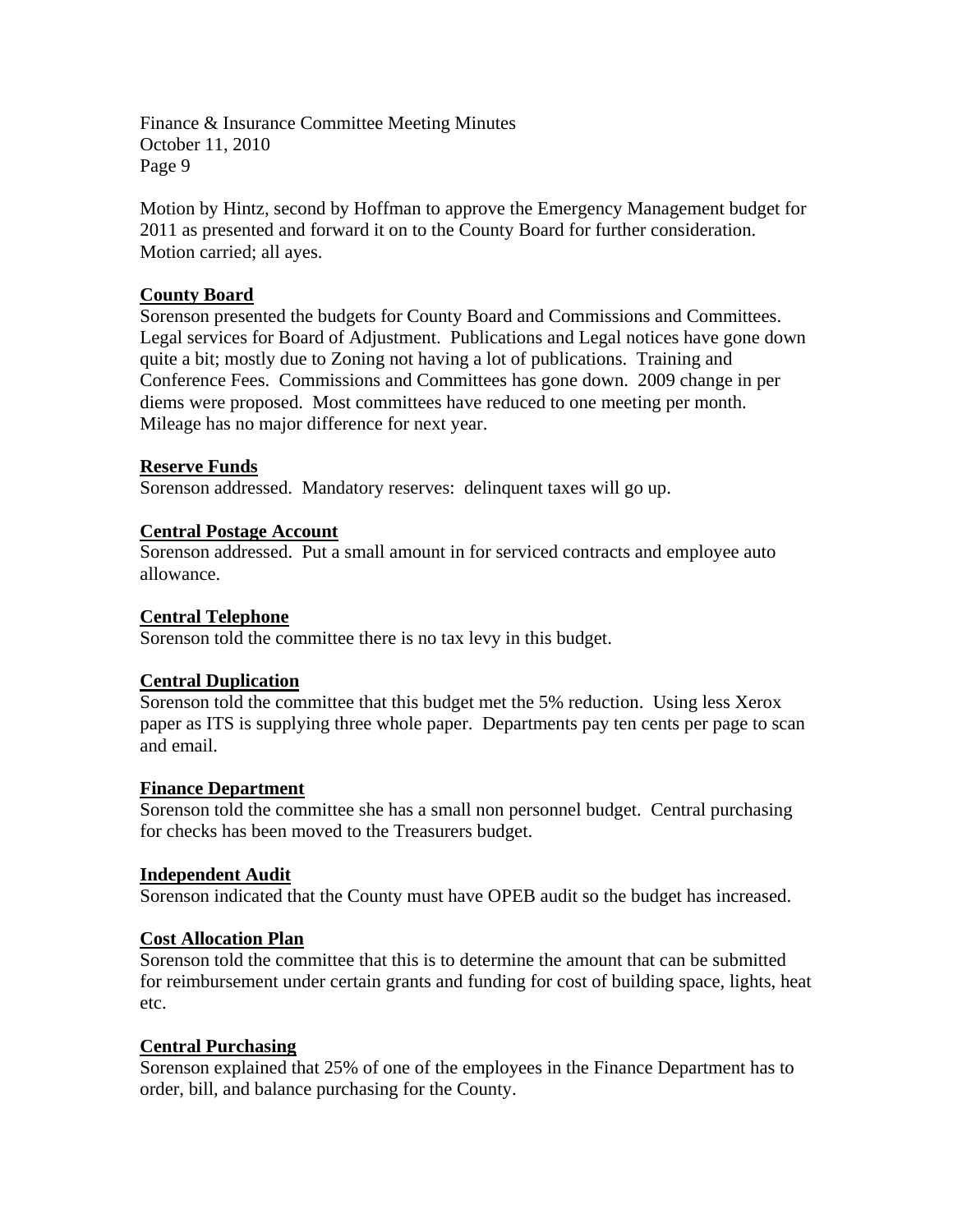Motion by Hintz, second by Hoffman to approve the Emergency Management budget for 2011 as presented and forward it on to the County Board for further consideration. Motion carried; all ayes.

**County Board**

Sorenson presented the budgets for County Board and Commissions and Committees. Legal services for Board of Adjustment. Publications and Legal notices have gone down quite a bit; mostly due to Zoning not having a lot of publications. Training and Conference Fees. Commissions and Committees has gone down. 2009 change in per diems were proposed. Most committees have reduced to one meeting per month. Mileage has no major difference for next year.

**Reserve Funds**

Sorenson addressed. Mandatory reserves: delinquent taxes will go up.

**Central Postage Account**

Sorenson addressed. Put a small amount in for serviced contracts and employee auto allowance.

**Central Telephone**

Sorenson told the committee there is no tax levy in this budget.

**Central Duplication**

Sorenson told the committee that this budget met the 5% reduction. Using less Xerox paper as ITS is supplying three whole paper. Departments pay ten cents per page to scan and email.

**Finance Department**

Sorenson told the committee she has a small non personnel budget. Central purchasing for checks has been moved to the Treasurers budget.

**Independent Audit**

Sorenson indicated that the County must have OPEB audit so the budget has increased.

**Cost Allocation Plan**

Sorenson told the committee that this is to determine the amount that can be submitted for reimbursement under certain grants and funding for cost of building space, lights, heat etc.

**Central Purchasing**

Sorenson explained that 25% of one of the employees in the Finance Department has to order, bill, and balance purchasing for the County.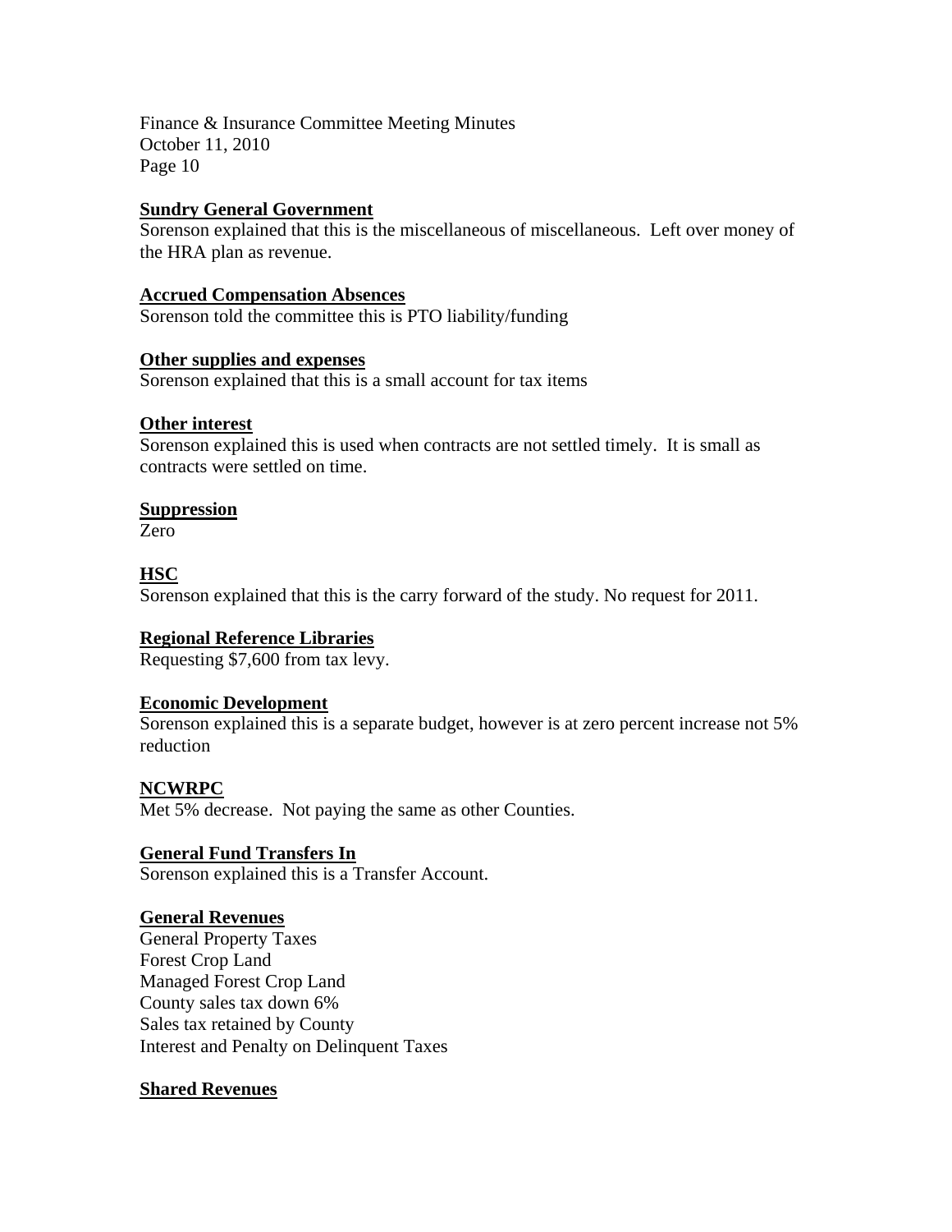**Sundry General Government**
Sorenson explained that this is the miscellaneous of miscellaneous. Left over money of the HRA plan as revenue.

**Accrued Compensation Absences**
Sorenson told the committee this is PTO liability/funding

**Other supplies and expenses**
Sorenson explained that this is a small account for tax items

**Other interest**
Sorenson explained this is used when contracts are not settled timely. It is small as contracts were settled on time.

**Suppression**
Zero

**HSC**
Sorenson explained that this is the carry forward of the study. No request for 2011.

**Regional Reference Libraries**
Requesting $7,600 from tax levy.

**Economic Development**
Sorenson explained this is a separate budget, however is at zero percent increase not 5% reduction

**NCWRPC**
Met 5% decrease. Not paying the same as other Counties.

**General Fund Transfers In**
Sorenson explained this is a Transfer Account.

**General Revenues**
General Property Taxes
Forest Crop Land
Managed Forest Crop Land
County sales tax down 6%
Sales tax retained by County
Interest and Penalty on Delinquent Taxes

**Shared Revenues**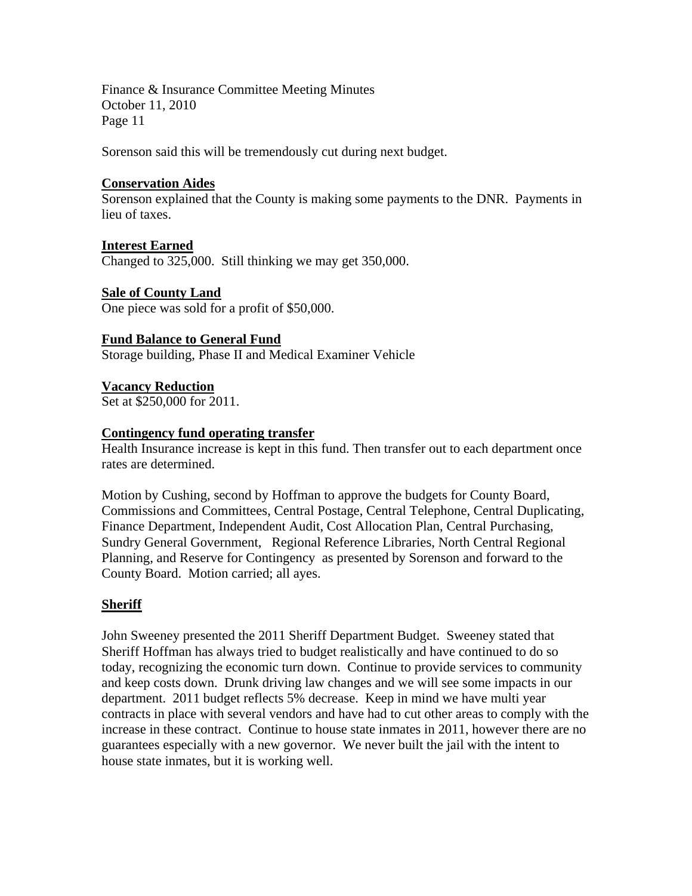Sorenson said this will be tremendously cut during next budget.

**Conservation Aides**

Sorenson explained that the County is making some payments to the DNR. Payments in lieu of taxes.

**Interest Earned**

Changed to 325,000. Still thinking we may get 350,000.

**Sale of County Land**

One piece was sold for a profit of $50,000.

**Fund Balance to General Fund**

Storage building, Phase II and Medical Examiner Vehicle

**Vacancy Reduction**

Set at $250,000 for 2011.

**Contingency fund operating transfer**

Health Insurance increase is kept in this fund. Then transfer out to each department once rates are determined.

Motion by Cushing, second by Hoffman to approve the budgets for County Board, Commissions and Committees, Central Postage, Central Telephone, Central Duplicating, Finance Department, Independent Audit, Cost Allocation Plan, Central Purchasing, Sundry General Government, Regional Reference Libraries, North Central Regional Planning, and Reserve for Contingency as presented by Sorenson and forward to the County Board. Motion carried; all ayes.

## Sheriff

John Sweeney presented the 2011 Sheriff Department Budget. Sweeney stated that Sheriff Hoffman has always tried to budget realistically and have continued to do so today, recognizing the economic turn down. Continue to provide services to community and keep costs down. Drunk driving law changes and we will see some impacts in our department. 2011 budget reflects 5% decrease. Keep in mind we have multi year contracts in place with several vendors and have had to cut other areas to comply with the increase in these contract. Continue to house state inmates in 2011, however there are no guarantees especially with a new governor. We never built the jail with the intent to house state inmates, but it is working well.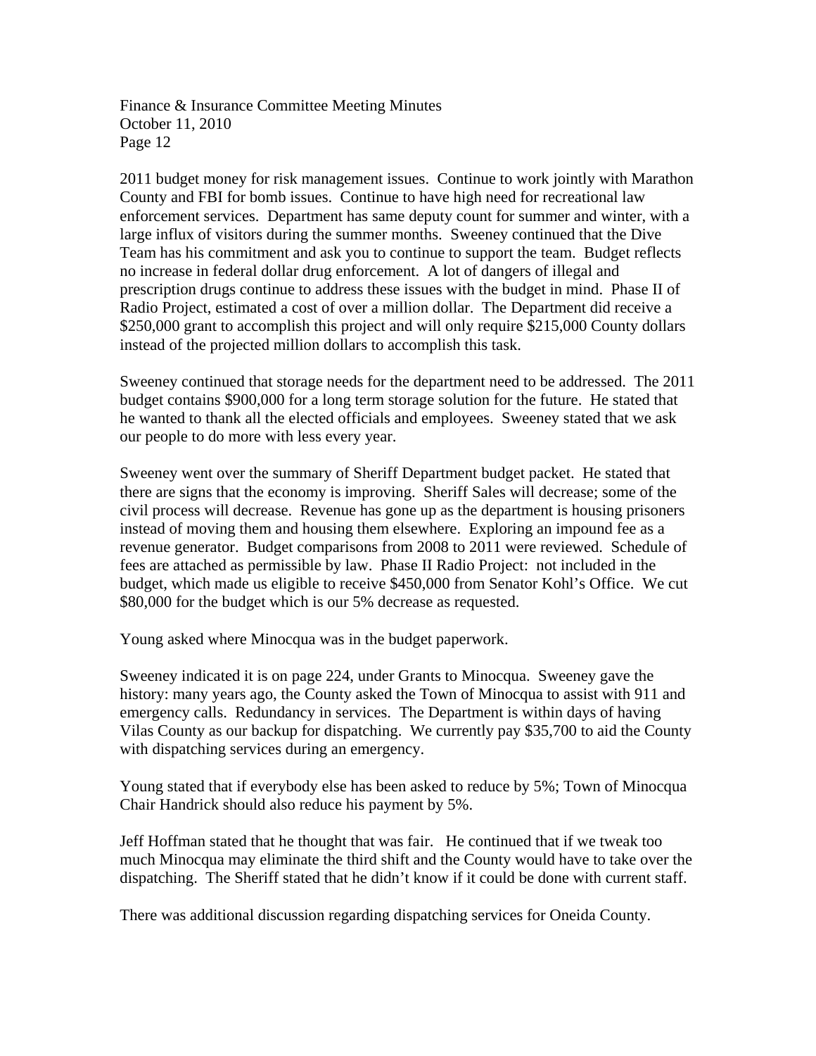2011 budget money for risk management issues. Continue to work jointly with Marathon County and FBI for bomb issues. Continue to have high need for recreational law enforcement services. Department has same deputy count for summer and winter, with a large influx of visitors during the summer months. Sweeney continued that the Dive Team has his commitment and ask you to continue to support the team. Budget reflects no increase in federal dollar drug enforcement. A lot of dangers of illegal and prescription drugs continue to address these issues with the budget in mind. Phase II of Radio Project, estimated a cost of over a million dollar. The Department did receive a $250,000 grant to accomplish this project and will only require $215,000 County dollars instead of the projected million dollars to accomplish this task.

Sweeney continued that storage needs for the department need to be addressed. The 2011 budget contains $900,000 for a long term storage solution for the future. He stated that he wanted to thank all the elected officials and employees. Sweeney stated that we ask our people to do more with less every year.

Sweeney went over the summary of Sheriff Department budget packet. He stated that there are signs that the economy is improving. Sheriff Sales will decrease; some of the civil process will decrease. Revenue has gone up as the department is housing prisoners instead of moving them and housing them elsewhere. Exploring an impound fee as a revenue generator. Budget comparisons from 2008 to 2011 were reviewed. Schedule of fees are attached as permissible by law. Phase II Radio Project: not included in the budget, which made us eligible to receive $450,000 from Senator Kohl's Office. We cut $80,000 for the budget which is our 5% decrease as requested.

Young asked where Minocqua was in the budget paperwork.

Sweeney indicated it is on page 224, under Grants to Minocqua. Sweeney gave the history: many years ago, the County asked the Town of Minocqua to assist with 911 and emergency calls. Redundancy in services. The Department is within days of having Vilas County as our backup for dispatching. We currently pay $35,700 to aid the County with dispatching services during an emergency.

Young stated that if everybody else has been asked to reduce by 5%; Town of Minocqua Chair Handrick should also reduce his payment by 5%.

Jeff Hoffman stated that he thought that was fair. He continued that if we tweak too much Minocqua may eliminate the third shift and the County would have to take over the dispatching. The Sheriff stated that he didn't know if it could be done with current staff.

There was additional discussion regarding dispatching services for Oneida County.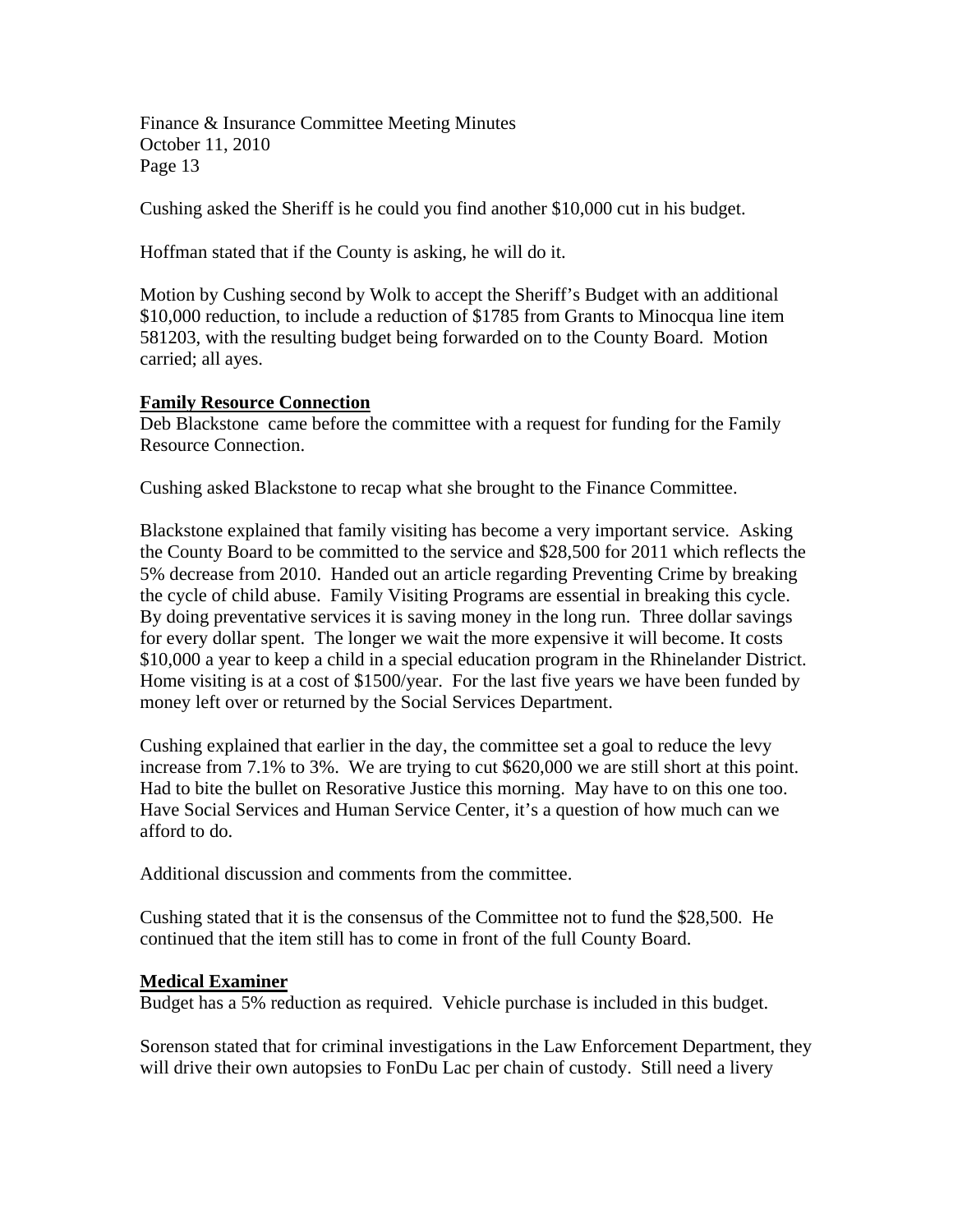Cushing asked the Sheriff is he could you find another $10,000 cut in his budget.

Hoffman stated that if the County is asking, he will do it.

Motion by Cushing second by Wolk to accept the Sheriff's Budget with an additional $10,000 reduction, to include a reduction of $1785 from Grants to Minocqua line item 581203, with the resulting budget being forwarded on to the County Board. Motion carried; all ayes.

**Family Resource Connection**

Deb Blackstone came before the committee with a request for funding for the Family Resource Connection.

Cushing asked Blackstone to recap what she brought to the Finance Committee.

Blackstone explained that family visiting has become a very important service. Asking the County Board to be committed to the service and $28,500 for 2011 which reflects the 5% decrease from 2010. Handed out an article regarding Preventing Crime by breaking the cycle of child abuse. Family Visiting Programs are essential in breaking this cycle. By doing preventative services it is saving money in the long run. Three dollar savings for every dollar spent. The longer we wait the more expensive it will become. It costs $10,000 a year to keep a child in a special education program in the Rhinelander District. Home visiting is at a cost of $1500/year. For the last five years we have been funded by money left over or returned by the Social Services Department.

Cushing explained that earlier in the day, the committee set a goal to reduce the levy increase from 7.1% to 3%. We are trying to cut $620,000 we are still short at this point. Had to bite the bullet on Resorative Justice this morning. May have to on this one too. Have Social Services and Human Service Center, it's a question of how much can we afford to do.

Additional discussion and comments from the committee.

Cushing stated that it is the consensus of the Committee not to fund the $28,500. He continued that the item still has to come in front of the full County Board.

**Medical Examiner**

Budget has a 5% reduction as required. Vehicle purchase is included in this budget.

Sorenson stated that for criminal investigations in the Law Enforcement Department, they will drive their own autopsies to FonDu Lac per chain of custody. Still need a livery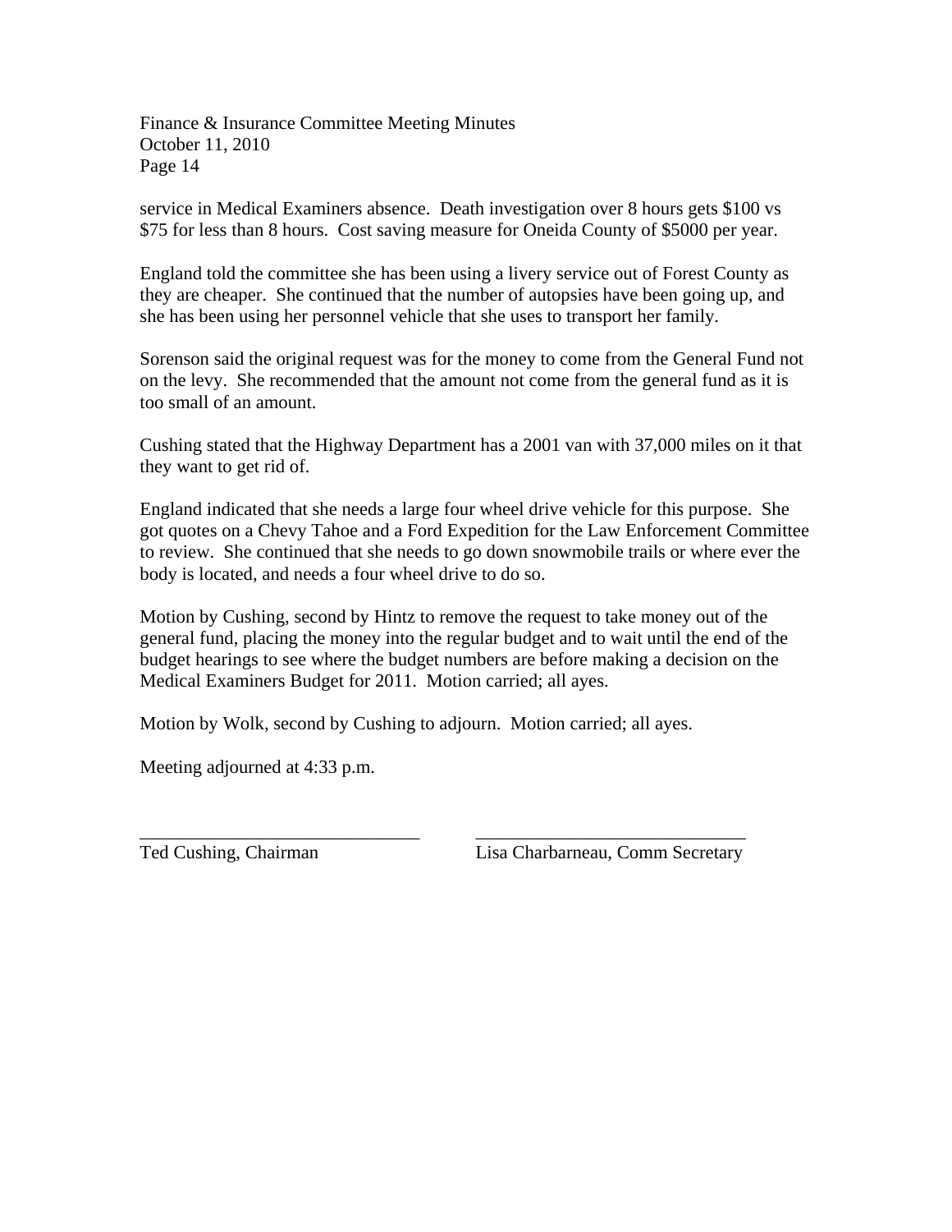service in Medical Examiners absence. Death investigation over 8 hours gets $100 vs $75 for less than 8 hours. Cost saving measure for Oneida County of $5000 per year.

England told the committee she has been using a livery service out of Forest County as they are cheaper. She continued that the number of autopsies have been going up, and she has been using her personnel vehicle that she uses to transport her family.

Sorenson said the original request was for the money to come from the General Fund not on the levy. She recommended that the amount not come from the general fund as it is too small of an amount.

Cushing stated that the Highway Department has a 2001 van with 37,000 miles on it that they want to get rid of.

England indicated that she needs a large four wheel drive vehicle for this purpose. She got quotes on a Chevy Tahoe and a Ford Expedition for the Law Enforcement Committee to review. She continued that she needs to go down snowmobile trails or where ever the body is located, and needs a four wheel drive to do so.

Motion by Cushing, second by Hintz to remove the request to take money out of the general fund, placing the money into the regular budget and to wait until the end of the budget hearings to see where the budget numbers are before making a decision on the Medical Examiners Budget for 2011. Motion carried; all ayes.

Motion by Wolk, second by Cushing to adjourn. Motion carried; all ayes.

Meeting adjourned at 4:33 p.m.

_______________________________ _____________________________
Ted Cushing, Chairman Lisa Charbarneau, Comm Secretary